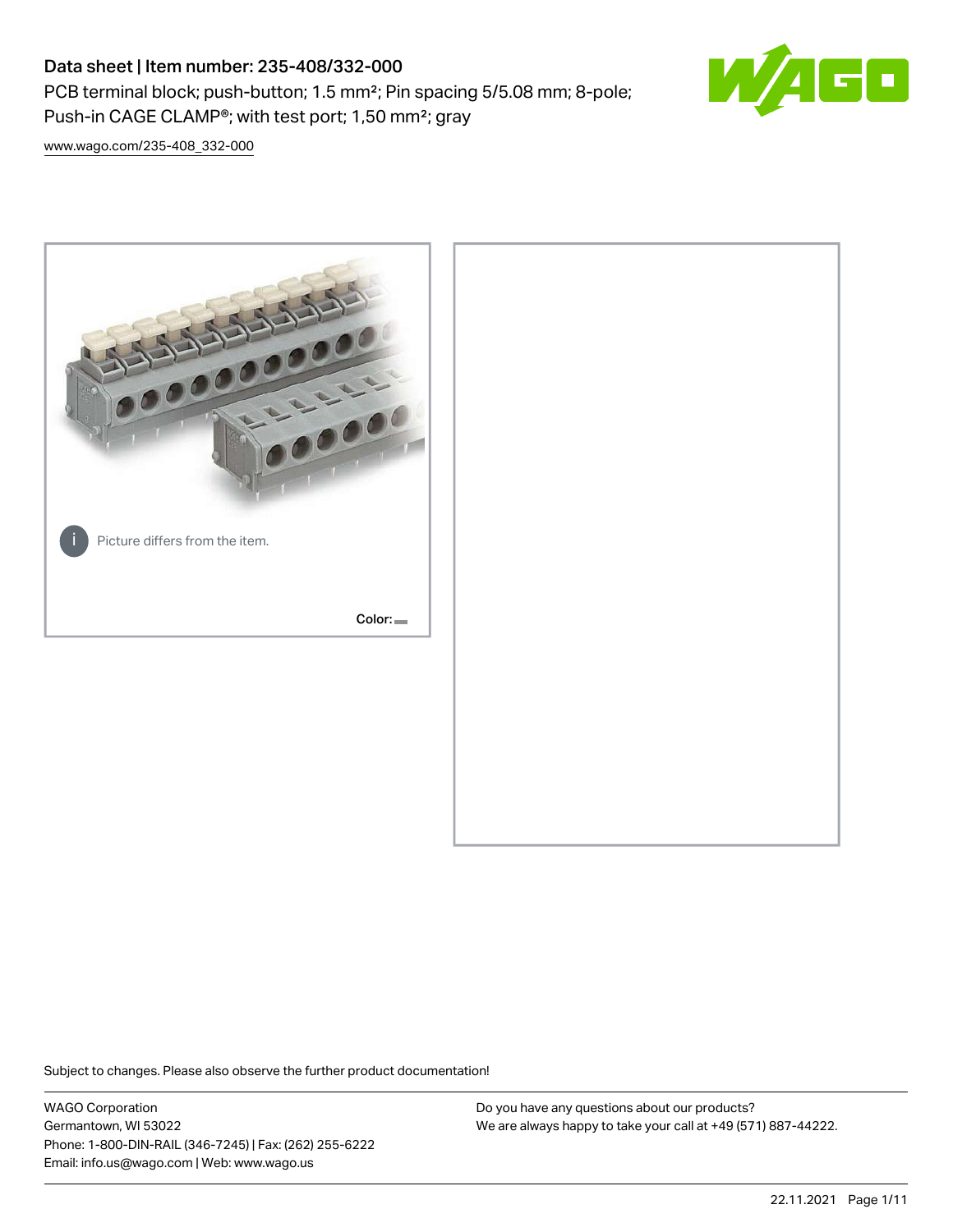# Data sheet | Item number: 235-408/332-000

PCB terminal block; push-button; 1.5 mm²; Pin spacing 5/5.08 mm; 8-pole; Push-in CAGE CLAMP®; with test port; 1,50 mm²; gray

www.wago.com/235-408_332-000

Picture differs from the item.

Color:

Subject to changes. Please also observe the further product documentation!

WAGO Corporation
Germantown, WI 53022
Phone: 1-800-DIN-RAIL (346-7245) | Fax: (262) 255-6222
Email: info.us@wago.com | Web: www.wago.us

Do you have any questions about our products?
We are always happy to take your call at +49 (571) 887-44222.

22.11.2021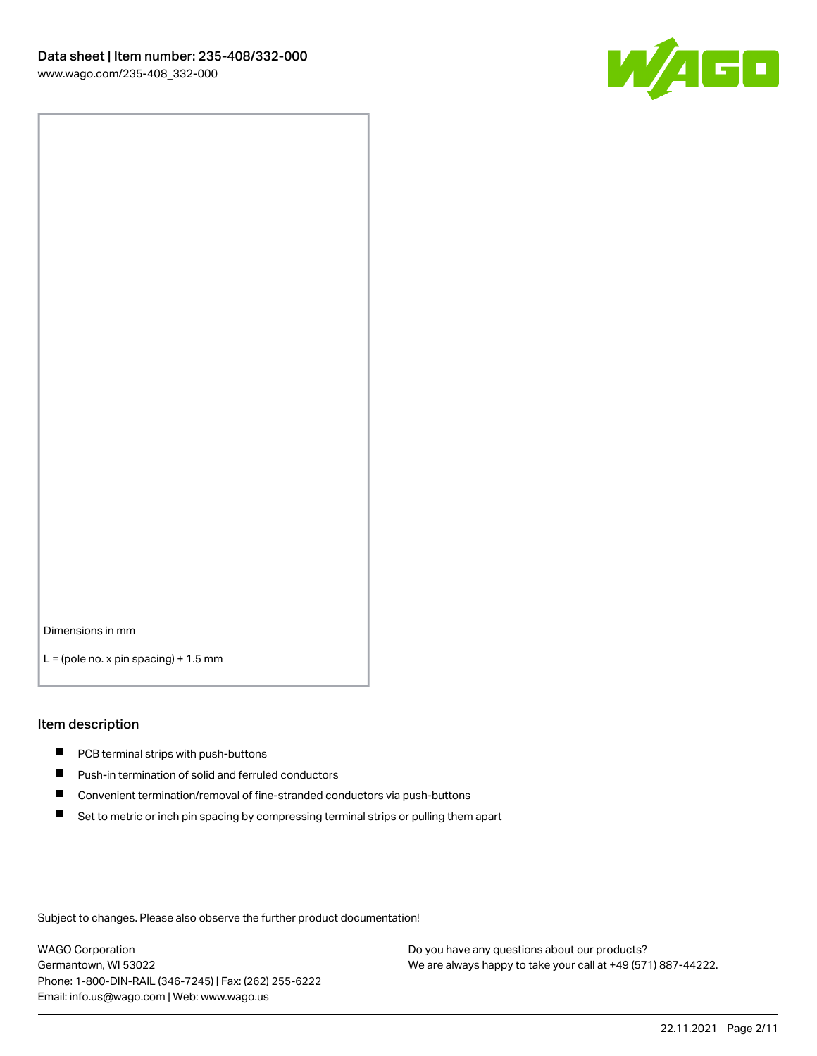Dimensions in mm

L = (pole no. x pin spacing) + 1.5 mm

## Item description

- PCB terminal strips with push-buttons
- Push-in termination of solid and ferruled conductors
- Convenient termination/removal of fine-stranded conductors via push-buttons
- Set to metric or inch pin spacing by compressing terminal strips or pulling them apart

Subject to changes. Please also observe the further product documentation!

WAGO Corporation
Germantown, WI 53022
Phone: 1-800-DIN-RAIL (346-7245) | Fax: (262) 255-6222
Email: info.us@wago.com | Web: www.wago.us

Do you have any questions about our products?
We are always happy to take your call at +49 (571) 887-44222.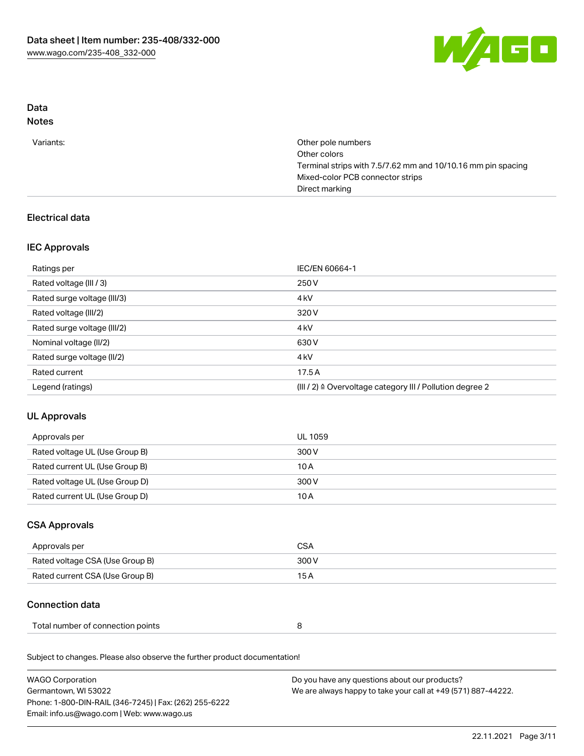Data sheet | Item number: 235-408/332-000
www.wago.com/235-408_332-000

## Data
### Notes

| | |
|---|---|
| Variants: | Other pole numbers<br>Other colors<br>Terminal strips with 7.5/7.62 mm and 10/10.16 mm pin spacing<br>Mixed-color PCB connector strips<br>Direct marking |

### Electrical data

### IEC Approvals

| | |
|---|---|
| Ratings per | IEC/EN 60664-1 |
| Rated voltage (III / 3) | 250 V |
| Rated surge voltage (III/3) | 4 kV |
| Rated voltage (III/2) | 320 V |
| Rated surge voltage (III/2) | 4 kV |
| Nominal voltage (II/2) | 630 V |
| Rated surge voltage (II/2) | 4 kV |
| Rated current | 17.5 A |
| Legend (ratings) | (III / 2) ≙ Overvoltage category III / Pollution degree 2 |

### UL Approvals

| | |
|---|---|
| Approvals per | UL 1059 |
| Rated voltage UL (Use Group B) | 300 V |
| Rated current UL (Use Group B) | 10 A |
| Rated voltage UL (Use Group D) | 300 V |
| Rated current UL (Use Group D) | 10 A |

### CSA Approvals

| | |
|---|---|
| Approvals per | CSA |
| Rated voltage CSA (Use Group B) | 300 V |
| Rated current CSA (Use Group B) | 15 A |

### Connection data

| | |
|---|---|
| Total number of connection points | 8 |

Subject to changes. Please also observe the further product documentation!

WAGO Corporation
Germantown, WI 53022
Phone: 1-800-DIN-RAIL (346-7245) | Fax: (262) 255-6222
Email: info.us@wago.com | Web: www.wago.us

Do you have any questions about our products?
We are always happy to take your call at +49 (571) 887-44222.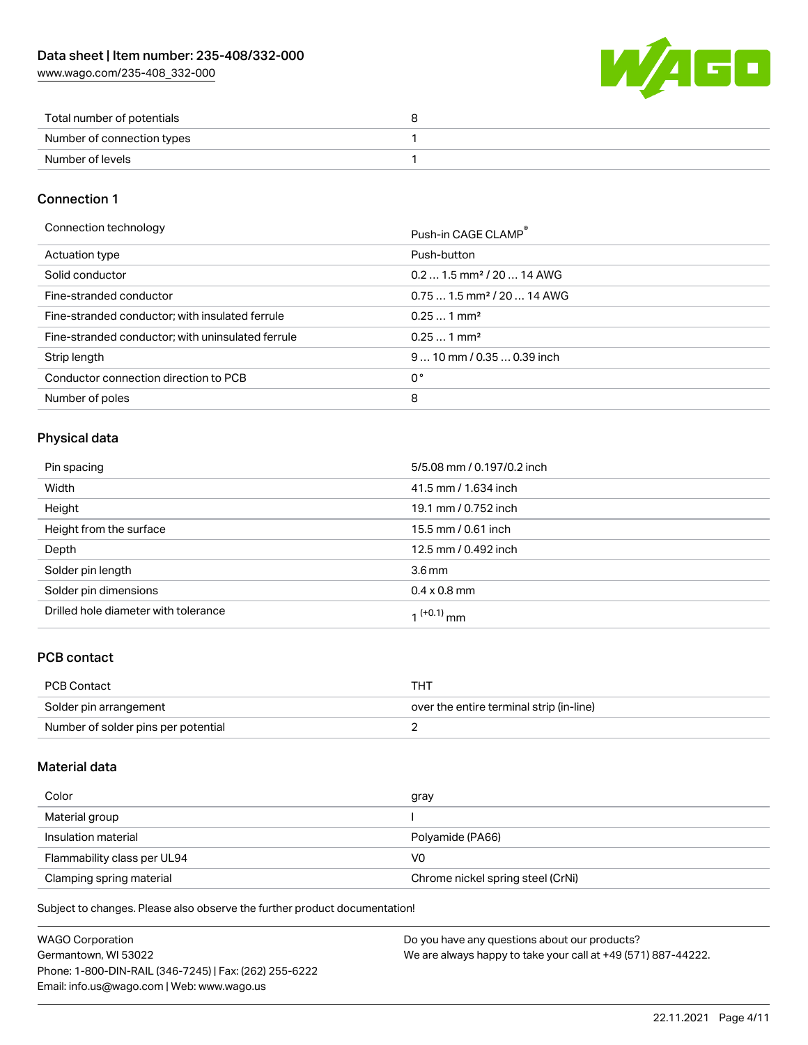| Total number of potentials | 8 |
| --- | --- |
| Number of connection types | 1 |
| Number of levels | 1 |

## Connection 1

| Connection technology | Push-in CAGE CLAMP® |
| --- | --- |
| Actuation type | Push-button |
| Solid conductor | 0.2 … 1.5 mm² / 20 … 14 AWG |
| Fine-stranded conductor | 0.75 … 1.5 mm² / 20 … 14 AWG |
| Fine-stranded conductor; with insulated ferrule | 0.25 … 1 mm² |
| Fine-stranded conductor; with uninsulated ferrule | 0.25 … 1 mm² |
| Strip length | 9 … 10 mm / 0.35 … 0.39 inch |
| Conductor connection direction to PCB | 0 ° |
| Number of poles | 8 |

## Physical data

| Pin spacing | 5/5.08 mm / 0.197/0.2 inch |
| --- | --- |
| Width | 41.5 mm / 1.634 inch |
| Height | 19.1 mm / 0.752 inch |
| Height from the surface | 15.5 mm / 0.61 inch |
| Depth | 12.5 mm / 0.492 inch |
| Solder pin length | 3.6 mm |
| Solder pin dimensions | 0.4 x 0.8 mm |
| Drilled hole diameter with tolerance | $1^{(+0.1)}$ mm |

## PCB contact

| PCB Contact | THT |
| --- | --- |
| Solder pin arrangement | over the entire terminal strip (in-line) |
| Number of solder pins per potential | 2 |

## Material data

| Color | gray |
| --- | --- |
| Material group | I |
| Insulation material | Polyamide (PA66) |
| Flammability class per UL94 | V0 |
| Clamping spring material | Chrome nickel spring steel (CrNi) |

Subject to changes. Please also observe the further product documentation!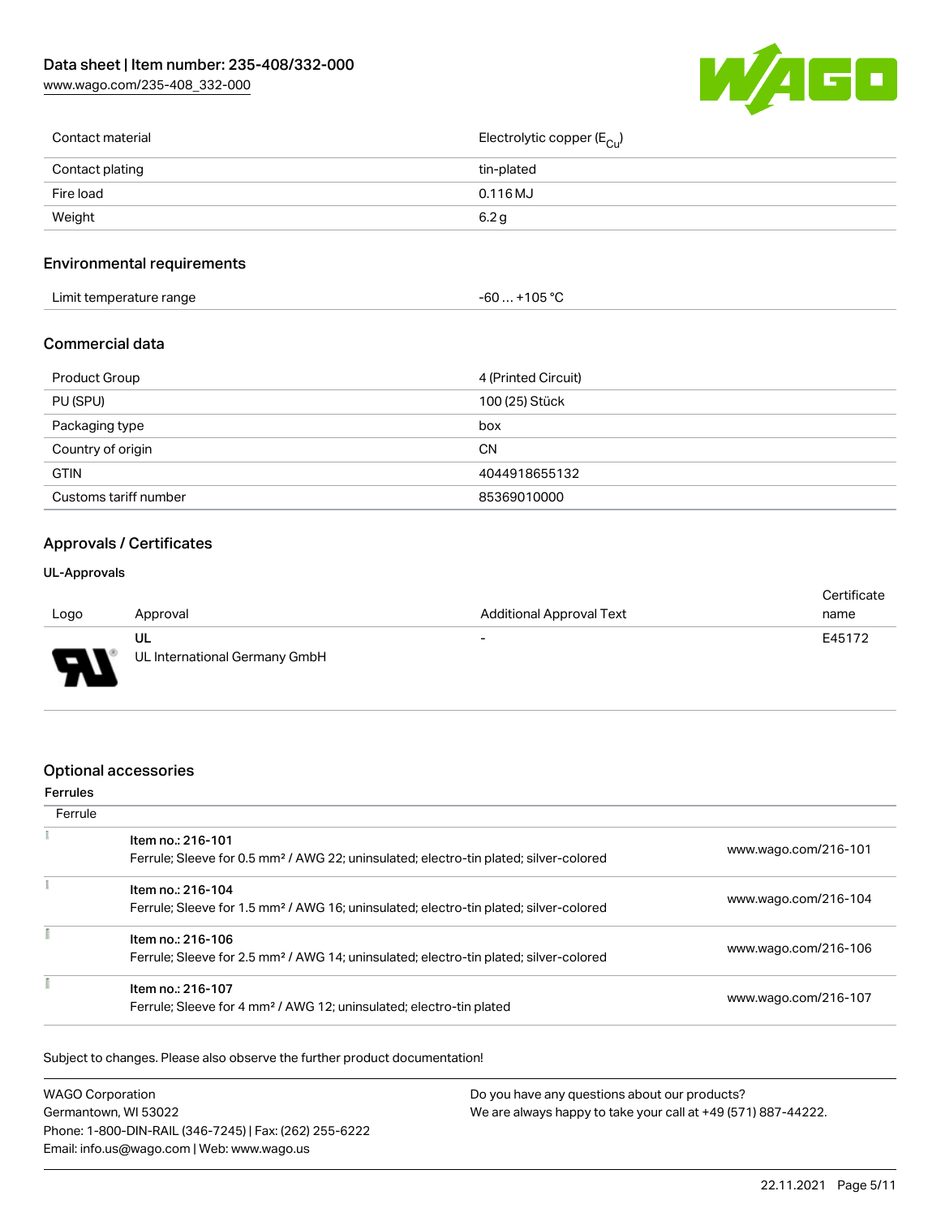| | |
|---|---|
| Contact material | Electrolytic copper ($E_{Cu}$) |
| Contact plating | tin-plated |
| Fire load | 0.116 MJ |
| Weight | 6.2 g |

## Environmental requirements

| | |
|---|---|
| Limit temperature range | -60 … +105 °C |

## Commercial data

| | |
|---|---|
| Product Group | 4 (Printed Circuit) |
| PU (SPU) | 100 (25) Stück |
| Packaging type | box |
| Country of origin | CN |
| GTIN | 4044918655132 |
| Customs tariff number | 85369010000 |

## Approvals / Certificates

### UL-Approvals

| Logo | Approval | Additional Approval Text | Certificate name |
|---|---|---|---|
| | UL<br>UL International Germany GmbH | - | E45172 |

## Optional accessories

### Ferrules

| Ferrule | | |
|---|---|---|
| | Item no.: 216-101<br>Ferrule; Sleeve for 0.5 mm² / AWG 22; uninsulated; electro-tin plated; silver-colored | www.wago.com/216-101 |
| | Item no.: 216-104<br>Ferrule; Sleeve for 1.5 mm² / AWG 16; uninsulated; electro-tin plated; silver-colored | www.wago.com/216-104 |
| | Item no.: 216-106<br>Ferrule; Sleeve for 2.5 mm² / AWG 14; uninsulated; electro-tin plated; silver-colored | www.wago.com/216-106 |
| | Item no.: 216-107<br>Ferrule; Sleeve for 4 mm² / AWG 12; uninsulated; electro-tin plated | www.wago.com/216-107 |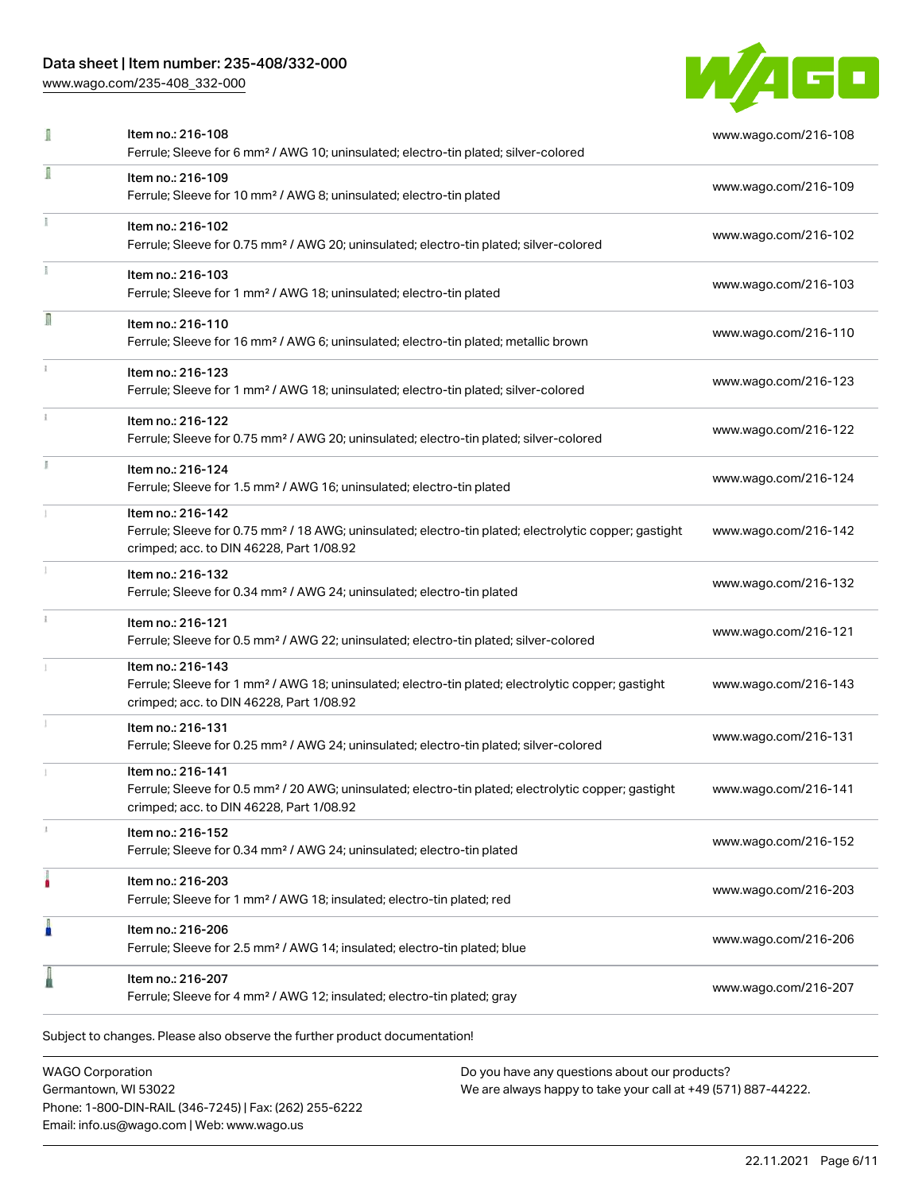| Item | Description | Link |
|---|---|---|
| Item no.: 216-108 | Ferrule; Sleeve for 6 mm² / AWG 10; uninsulated; electro-tin plated; silver-colored | www.wago.com/216-108 |
| Item no.: 216-109 | Ferrule; Sleeve for 10 mm² / AWG 8; uninsulated; electro-tin plated | www.wago.com/216-109 |
| Item no.: 216-102 | Ferrule; Sleeve for 0.75 mm² / AWG 20; uninsulated; electro-tin plated; silver-colored | www.wago.com/216-102 |
| Item no.: 216-103 | Ferrule; Sleeve for 1 mm² / AWG 18; uninsulated; electro-tin plated | www.wago.com/216-103 |
| Item no.: 216-110 | Ferrule; Sleeve for 16 mm² / AWG 6; uninsulated; electro-tin plated; metallic brown | www.wago.com/216-110 |
| Item no.: 216-123 | Ferrule; Sleeve for 1 mm² / AWG 18; uninsulated; electro-tin plated; silver-colored | www.wago.com/216-123 |
| Item no.: 216-122 | Ferrule; Sleeve for 0.75 mm² / AWG 20; uninsulated; electro-tin plated; silver-colored | www.wago.com/216-122 |
| Item no.: 216-124 | Ferrule; Sleeve for 1.5 mm² / AWG 16; uninsulated; electro-tin plated | www.wago.com/216-124 |
| Item no.: 216-142 | Ferrule; Sleeve for 0.75 mm² / 18 AWG; uninsulated; electro-tin plated; electrolytic copper; gastight crimped; acc. to DIN 46228, Part 1/08.92 | www.wago.com/216-142 |
| Item no.: 216-132 | Ferrule; Sleeve for 0.34 mm² / AWG 24; uninsulated; electro-tin plated | www.wago.com/216-132 |
| Item no.: 216-121 | Ferrule; Sleeve for 0.5 mm² / AWG 22; uninsulated; electro-tin plated; silver-colored | www.wago.com/216-121 |
| Item no.: 216-143 | Ferrule; Sleeve for 1 mm² / AWG 18; uninsulated; electro-tin plated; electrolytic copper; gastight crimped; acc. to DIN 46228, Part 1/08.92 | www.wago.com/216-143 |
| Item no.: 216-131 | Ferrule; Sleeve for 0.25 mm² / AWG 24; uninsulated; electro-tin plated; silver-colored | www.wago.com/216-131 |
| Item no.: 216-141 | Ferrule; Sleeve for 0.5 mm² / 20 AWG; uninsulated; electro-tin plated; electrolytic copper; gastight crimped; acc. to DIN 46228, Part 1/08.92 | www.wago.com/216-141 |
| Item no.: 216-152 | Ferrule; Sleeve for 0.34 mm² / AWG 24; uninsulated; electro-tin plated | www.wago.com/216-152 |
| Item no.: 216-203 | Ferrule; Sleeve for 1 mm² / AWG 18; insulated; electro-tin plated; red | www.wago.com/216-203 |
| Item no.: 216-206 | Ferrule; Sleeve for 2.5 mm² / AWG 14; insulated; electro-tin plated; blue | www.wago.com/216-206 |
| Item no.: 216-207 | Ferrule; Sleeve for 4 mm² / AWG 12; insulated; electro-tin plated; gray | www.wago.com/216-207 |

Subject to changes. Please also observe the further product documentation!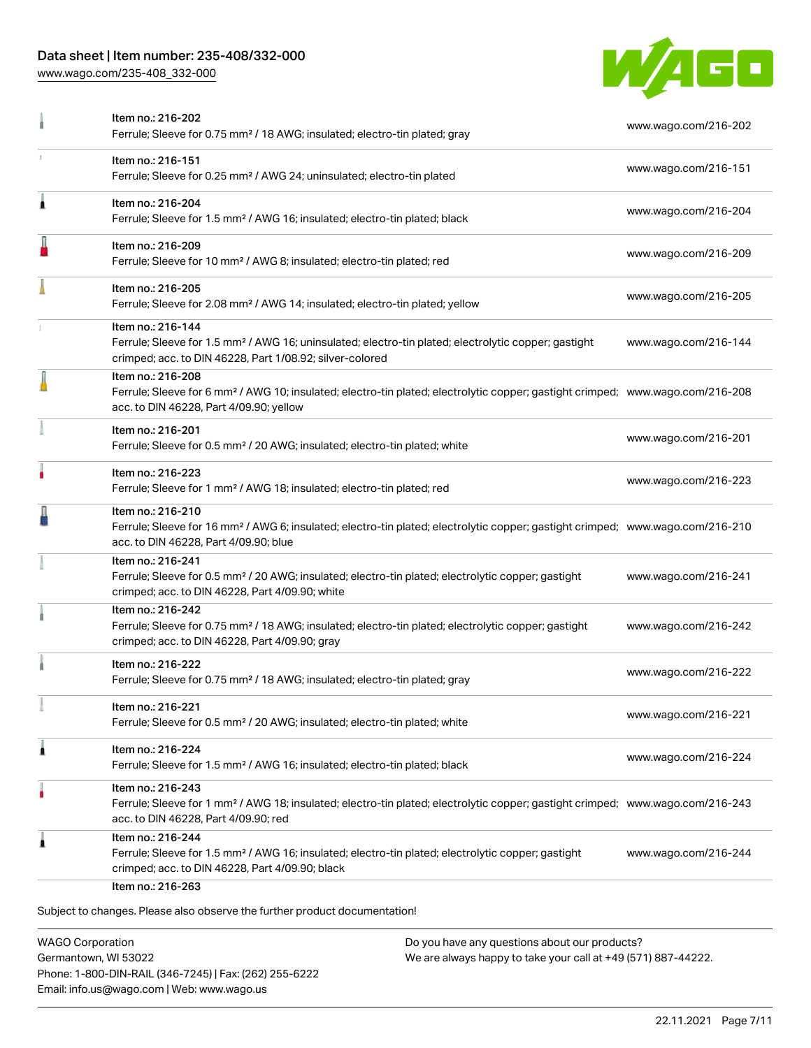| | | |
|---|---|---|
| | Item no.: 216-202<br>Ferrule; Sleeve for 0.75 mm² / 18 AWG; insulated; electro-tin plated; gray | www.wago.com/216-202 |
| | Item no.: 216-151<br>Ferrule; Sleeve for 0.25 mm² / AWG 24; uninsulated; electro-tin plated | www.wago.com/216-151 |
| | Item no.: 216-204<br>Ferrule; Sleeve for 1.5 mm² / AWG 16; insulated; electro-tin plated; black | www.wago.com/216-204 |
| | Item no.: 216-209<br>Ferrule; Sleeve for 10 mm² / AWG 8; insulated; electro-tin plated; red | www.wago.com/216-209 |
| | Item no.: 216-205<br>Ferrule; Sleeve for 2.08 mm² / AWG 14; insulated; electro-tin plated; yellow | www.wago.com/216-205 |
| | Item no.: 216-144<br>Ferrule; Sleeve for 1.5 mm² / AWG 16; uninsulated; electro-tin plated; electrolytic copper; gastight crimped; acc. to DIN 46228, Part 1/08.92; silver-colored | www.wago.com/216-144 |
| | Item no.: 216-208<br>Ferrule; Sleeve for 6 mm² / AWG 10; insulated; electro-tin plated; electrolytic copper; gastight crimped; acc. to DIN 46228, Part 4/09.90; yellow | www.wago.com/216-208 |
| | Item no.: 216-201<br>Ferrule; Sleeve for 0.5 mm² / 20 AWG; insulated; electro-tin plated; white | www.wago.com/216-201 |
| | Item no.: 216-223<br>Ferrule; Sleeve for 1 mm² / AWG 18; insulated; electro-tin plated; red | www.wago.com/216-223 |
| | Item no.: 216-210<br>Ferrule; Sleeve for 16 mm² / AWG 6; insulated; electro-tin plated; electrolytic copper; gastight crimped; acc. to DIN 46228, Part 4/09.90; blue | www.wago.com/216-210 |
| | Item no.: 216-241<br>Ferrule; Sleeve for 0.5 mm² / 20 AWG; insulated; electro-tin plated; electrolytic copper; gastight crimped; acc. to DIN 46228, Part 4/09.90; white | www.wago.com/216-241 |
| | Item no.: 216-242<br>Ferrule; Sleeve for 0.75 mm² / 18 AWG; insulated; electro-tin plated; electrolytic copper; gastight crimped; acc. to DIN 46228, Part 4/09.90; gray | www.wago.com/216-242 |
| | Item no.: 216-222<br>Ferrule; Sleeve for 0.75 mm² / 18 AWG; insulated; electro-tin plated; gray | www.wago.com/216-222 |
| | Item no.: 216-221<br>Ferrule; Sleeve for 0.5 mm² / 20 AWG; insulated; electro-tin plated; white | www.wago.com/216-221 |
| | Item no.: 216-224<br>Ferrule; Sleeve for 1.5 mm² / AWG 16; insulated; electro-tin plated; black | www.wago.com/216-224 |
| | Item no.: 216-243<br>Ferrule; Sleeve for 1 mm² / AWG 18; insulated; electro-tin plated; electrolytic copper; gastight crimped; acc. to DIN 46228, Part 4/09.90; red | www.wago.com/216-243 |
| | Item no.: 216-244<br>Ferrule; Sleeve for 1.5 mm² / AWG 16; insulated; electro-tin plated; electrolytic copper; gastight crimped; acc. to DIN 46228, Part 4/09.90; black | www.wago.com/216-244 |
| | Item no.: 216-263 | |

Subject to changes. Please also observe the further product documentation!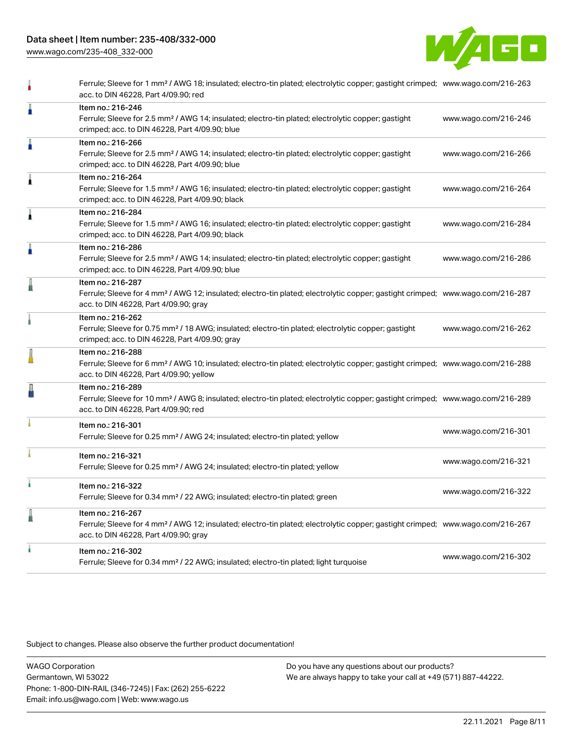| | | |
|---|---|---|
| | Ferrule; Sleeve for 1 mm² / AWG 18; insulated; electro-tin plated; electrolytic copper; gastight crimped; acc. to DIN 46228, Part 4/09.90; red | www.wago.com/216-263 |
| | Item no.: 216-246<br>Ferrule; Sleeve for 2.5 mm² / AWG 14; insulated; electro-tin plated; electrolytic copper; gastight crimped; acc. to DIN 46228, Part 4/09.90; blue | www.wago.com/216-246 |
| | Item no.: 216-266<br>Ferrule; Sleeve for 2.5 mm² / AWG 14; insulated; electro-tin plated; electrolytic copper; gastight crimped; acc. to DIN 46228, Part 4/09.90; blue | www.wago.com/216-266 |
| | Item no.: 216-264<br>Ferrule; Sleeve for 1.5 mm² / AWG 16; insulated; electro-tin plated; electrolytic copper; gastight crimped; acc. to DIN 46228, Part 4/09.90; black | www.wago.com/216-264 |
| | Item no.: 216-284<br>Ferrule; Sleeve for 1.5 mm² / AWG 16; insulated; electro-tin plated; electrolytic copper; gastight crimped; acc. to DIN 46228, Part 4/09.90; black | www.wago.com/216-284 |
| | Item no.: 216-286<br>Ferrule; Sleeve for 2.5 mm² / AWG 14; insulated; electro-tin plated; electrolytic copper; gastight crimped; acc. to DIN 46228, Part 4/09.90; blue | www.wago.com/216-286 |
| | Item no.: 216-287<br>Ferrule; Sleeve for 4 mm² / AWG 12; insulated; electro-tin plated; electrolytic copper; gastight crimped; acc. to DIN 46228, Part 4/09.90; gray | www.wago.com/216-287 |
| | Item no.: 216-262<br>Ferrule; Sleeve for 0.75 mm² / 18 AWG; insulated; electro-tin plated; electrolytic copper; gastight crimped; acc. to DIN 46228, Part 4/09.90; gray | www.wago.com/216-262 |
| | Item no.: 216-288<br>Ferrule; Sleeve for 6 mm² / AWG 10; insulated; electro-tin plated; electrolytic copper; gastight crimped; acc. to DIN 46228, Part 4/09.90; yellow | www.wago.com/216-288 |
| | Item no.: 216-289<br>Ferrule; Sleeve for 10 mm² / AWG 8; insulated; electro-tin plated; electrolytic copper; gastight crimped; acc. to DIN 46228, Part 4/09.90; red | www.wago.com/216-289 |
| | Item no.: 216-301<br>Ferrule; Sleeve for 0.25 mm² / AWG 24; insulated; electro-tin plated; yellow | www.wago.com/216-301 |
| | Item no.: 216-321<br>Ferrule; Sleeve for 0.25 mm² / AWG 24; insulated; electro-tin plated; yellow | www.wago.com/216-321 |
| | Item no.: 216-322<br>Ferrule; Sleeve for 0.34 mm² / 22 AWG; insulated; electro-tin plated; green | www.wago.com/216-322 |
| | Item no.: 216-267<br>Ferrule; Sleeve for 4 mm² / AWG 12; insulated; electro-tin plated; electrolytic copper; gastight crimped; acc. to DIN 46228, Part 4/09.90; gray | www.wago.com/216-267 |
| | Item no.: 216-302<br>Ferrule; Sleeve for 0.34 mm² / 22 AWG; insulated; electro-tin plated; light turquoise | www.wago.com/216-302 |

Subject to changes. Please also observe the further product documentation!

WAGO Corporation
Germantown, WI 53022
Phone: 1-800-DIN-RAIL (346-7245) | Fax: (262) 255-6222
Email: info.us@wago.com | Web: www.wago.us

Do you have any questions about our products?
We are always happy to take your call at +49 (571) 887-44222.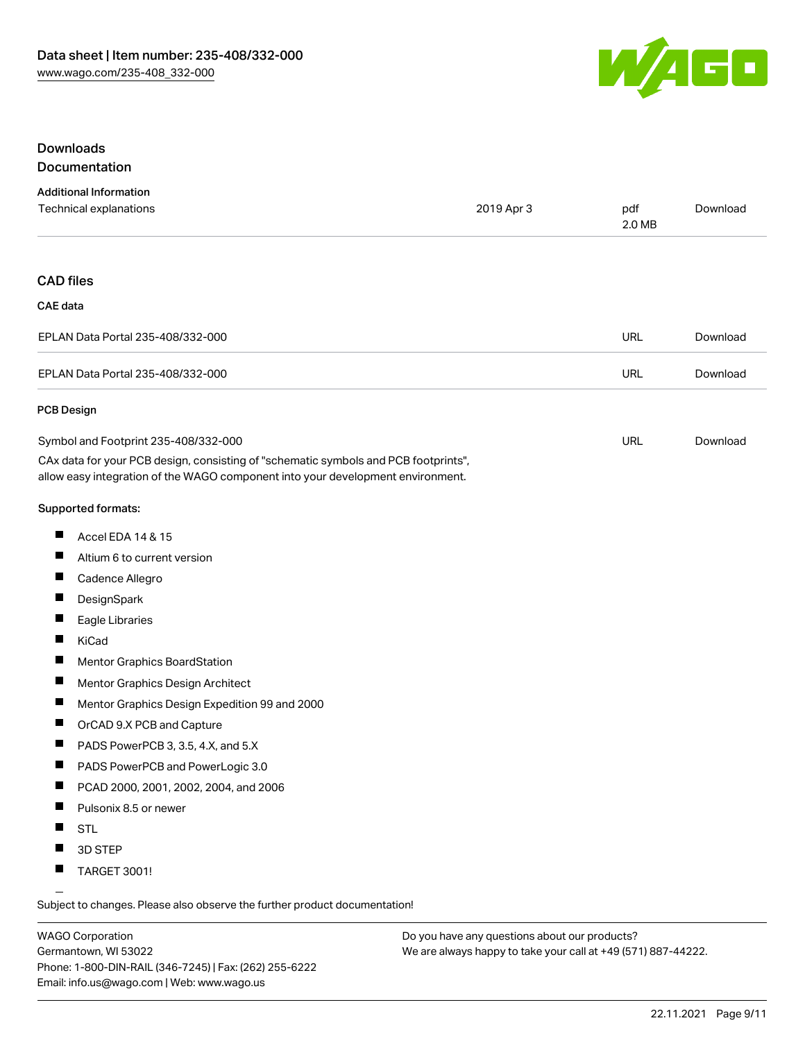# Downloads

## Documentation

### Additional Information

| | | | |
|---|---|---|---|
| Technical explanations | 2019 Apr 3 | pdf 2.0 MB | Download |

## CAD files

### CAE data

| | | |
|---|---|---|
| EPLAN Data Portal 235-408/332-000 | URL | Download |
| EPLAN Data Portal 235-408/332-000 | URL | Download |

### PCB Design

| | | |
|---|---|---|
| Symbol and Footprint 235-408/332-000 | URL | Download |

CAx data for your PCB design, consisting of "schematic symbols and PCB footprints", allow easy integration of the WAGO component into your development environment.

Supported formats:

- Accel EDA 14 & 15
- Altium 6 to current version
- Cadence Allegro
- DesignSpark
- Eagle Libraries
- KiCad
- Mentor Graphics BoardStation
- Mentor Graphics Design Architect
- Mentor Graphics Design Expedition 99 and 2000
- OrCAD 9.X PCB and Capture
- PADS PowerPCB 3, 3.5, 4.X, and 5.X
- PADS PowerPCB and PowerLogic 3.0
- PCAD 2000, 2001, 2002, 2004, and 2006
- Pulsonix 8.5 or newer
- STL
- 3D STEP
- TARGET 3001!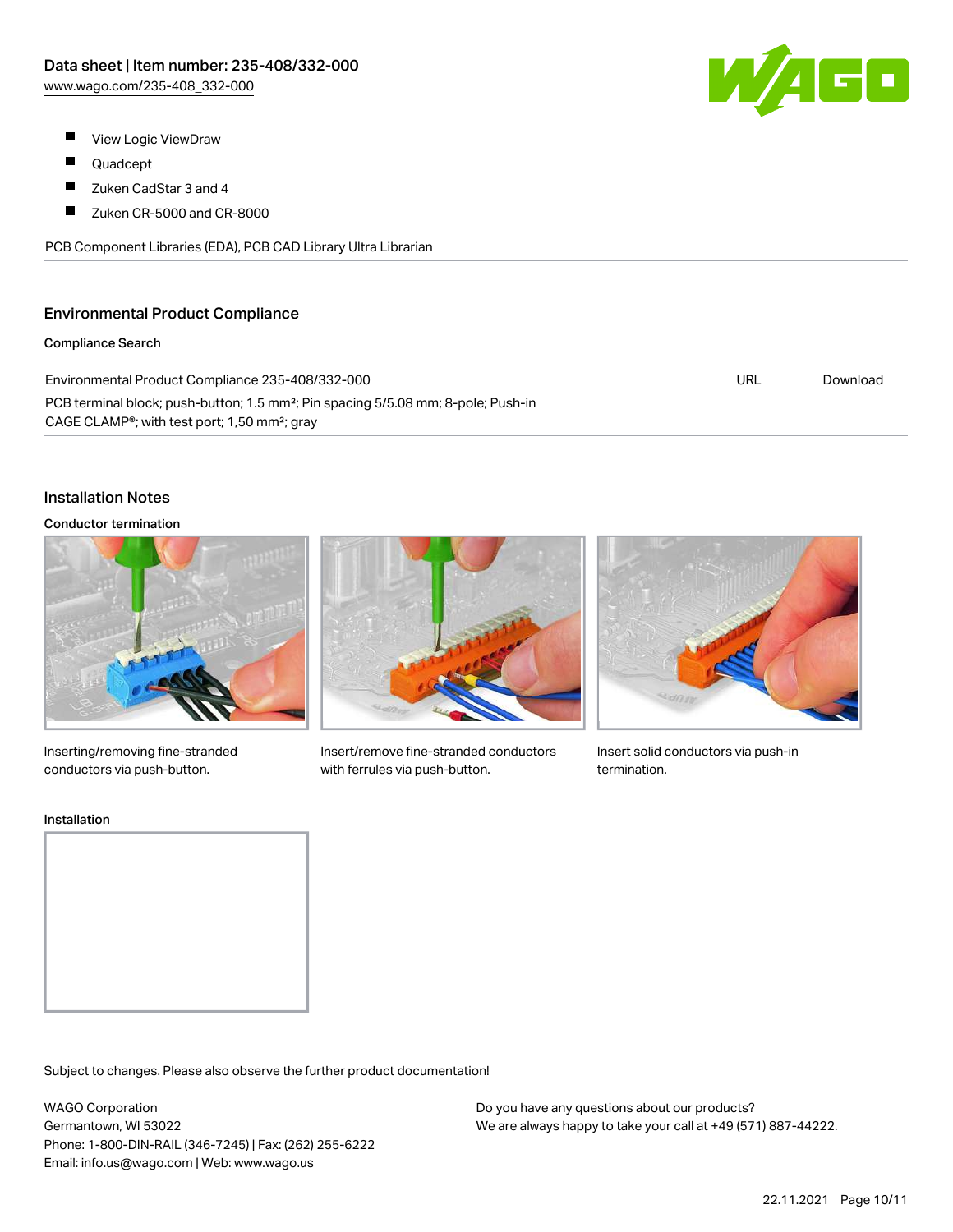- View Logic ViewDraw
- Quadcept
- Zuken CadStar 3 and 4
- Zuken CR-5000 and CR-8000

PCB Component Libraries (EDA), PCB CAD Library Ultra Librarian

## Environmental Product Compliance

### Compliance Search

| | | |
|---|---|---|
| Environmental Product Compliance 235-408/332-000<br>PCB terminal block; push-button; 1.5 mm²; Pin spacing 5/5.08 mm; 8-pole; Push-in CAGE CLAMP®; with test port; 1,50 mm²; gray | URL | Download |

## Installation Notes

### Conductor termination

Inserting/removing fine-stranded conductors via push-button.

Insert/remove fine-stranded conductors with ferrules via push-button.

Insert solid conductors via push-in termination.

### Installation

Subject to changes. Please also observe the further product documentation!

WAGO Corporation
Germantown, WI 53022
Phone: 1-800-DIN-RAIL (346-7245) | Fax: (262) 255-6222
Email: info.us@wago.com | Web: www.wago.us

Do you have any questions about our products?
We are always happy to take your call at +49 (571) 887-44222.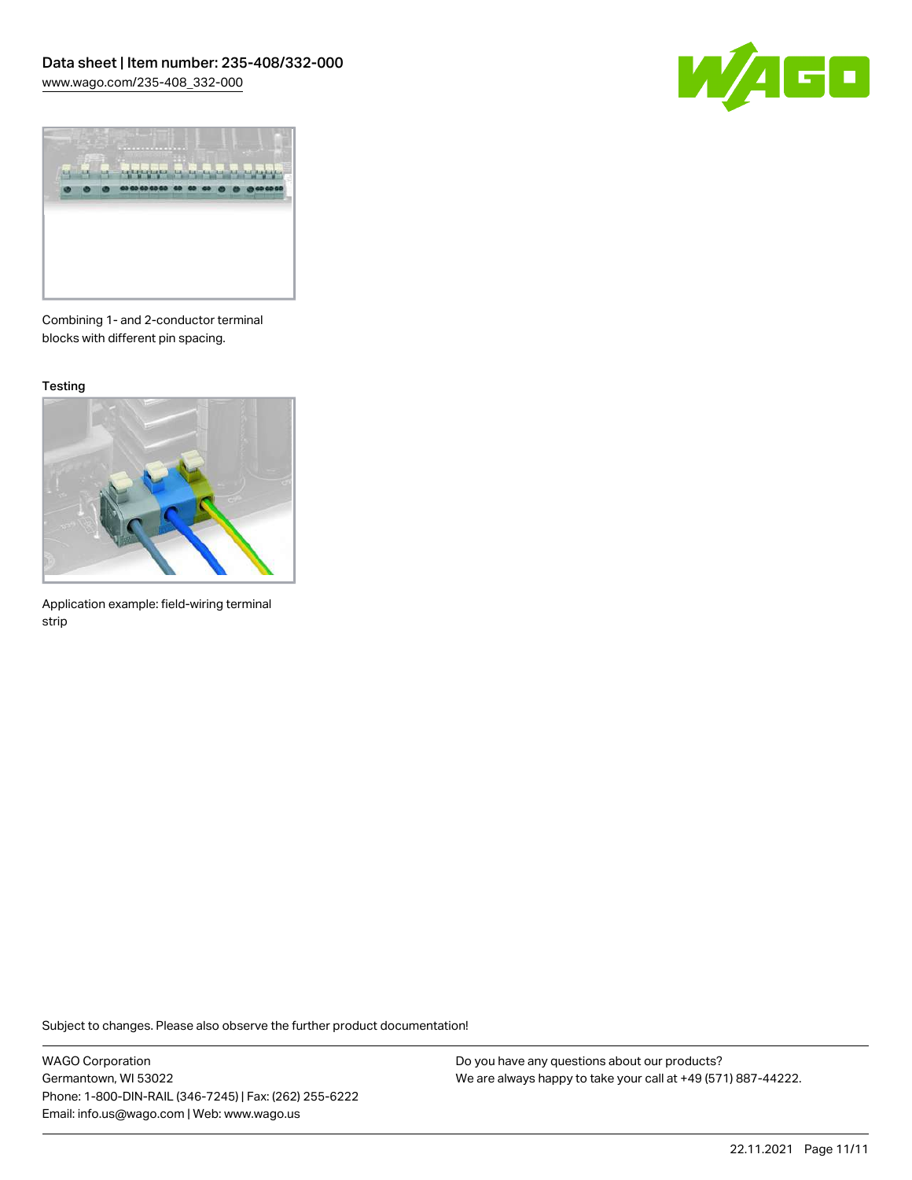Combining 1- and 2-conductor terminal blocks with different pin spacing.

### Testing

Application example: field-wiring terminal strip

Subject to changes. Please also observe the further product documentation!